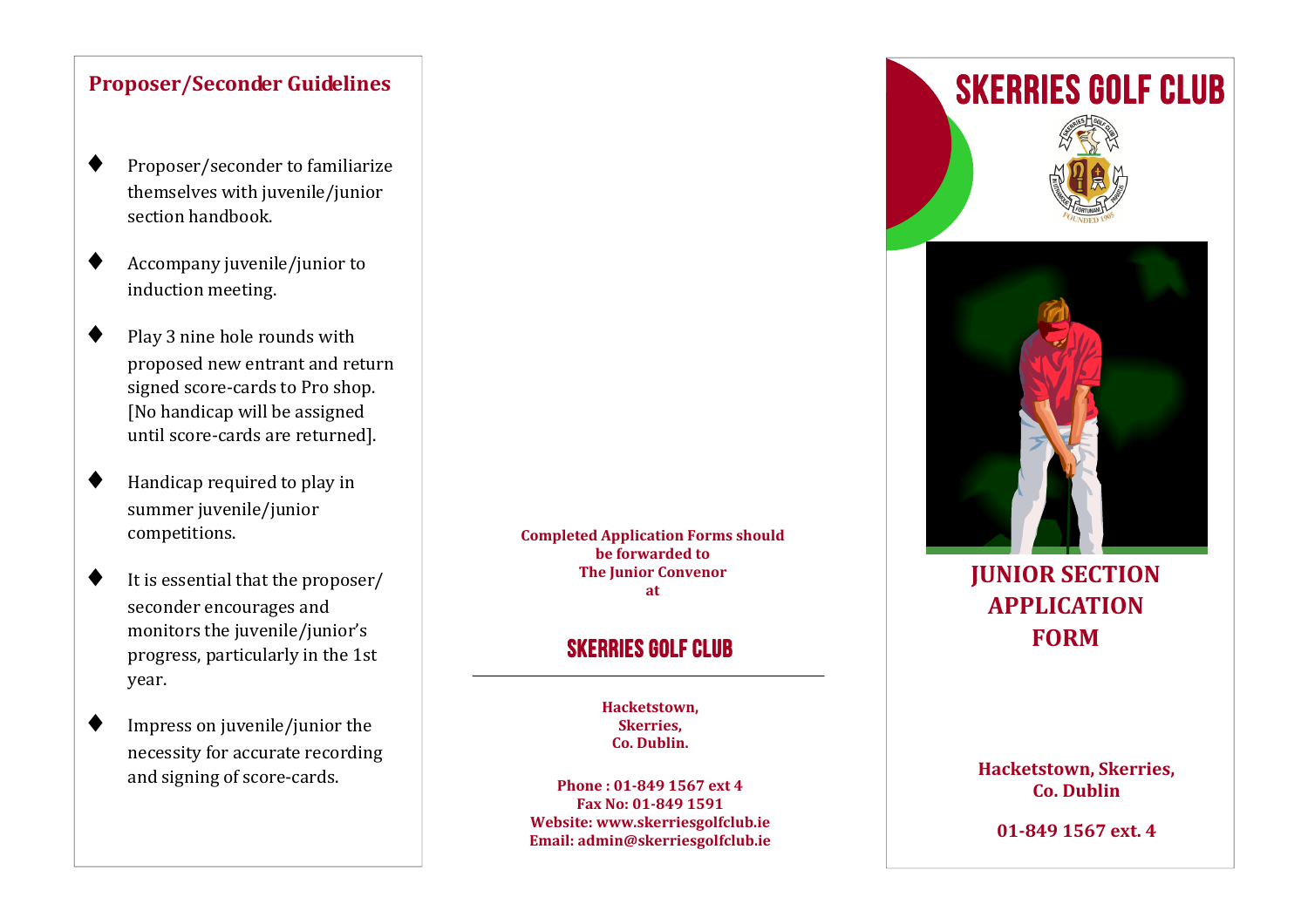## Proposer/Seconder Guidelines

- Proposer/seconder to familiarize themselves with juvenile/junior section handbook.
- Accompany juvenile/junior to induction meeting.
- Play 3 nine hole rounds with proposed new entrant and return signed score-cards to Pro shop. [No handicap will be assigned until score-cards are returned].
- Handicap required to play in summer juvenile/junior competitions.
- It is essential that the proposer/ seconder encourages and monitors the juvenile/junior's progress, particularly in the 1st year.
- Impress on juvenile/junior the necessity for accurate recording and signing of score-cards.

**Completed Application Forms should be forwarded to The Junior Convenor at**

## SKERRIES GOLF CLUB

---

**Hacketstown,**
**Skerries,**
**Co. Dublin.**

**Phone : 01-849 1567 ext 4**
**Fax No: 01-849 1591**
**Website: www.skerriesgolfclub.ie**
**Email: admin@skerriesgolfclub.ie**

# SKERRIES GOLF CLUB

## JUNIOR SECTION APPLICATION FORM

**Hacketstown, Skerries, Co. Dublin**

**01-849 1567 ext. 4**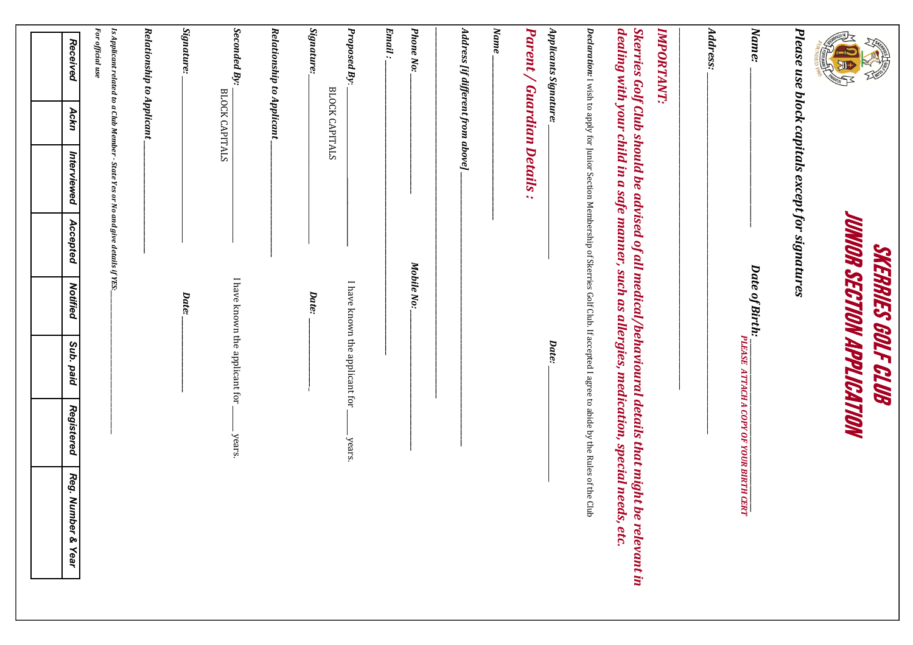# SKERRIES GOLF CLUB
## JUNIOR SECTION APPLICATION

***Please use block capitals except for signatures***

**Name:** ______________________ **Date of Birth:** ______________________

*PLEASE ATTACH A COPY OF YOUR BIRTH CERT*

**Address:** ______________________________________________

______________________________________________

## IMPORTANT:

***Skerries Golf Club should be advised of all medical/behavioural details that might be relevant in dealing with your child in a safe manner, such as allergies, medication, special needs, etc.***

***Declaration:*** I wish to apply for Junior Section Membership of Skerries Golf Club. If accepted I agree to abide by the Rules of the Club

**Applicants Signature:** ______________________ **Date:** ______________________

## Parent / Guardian Details :

**Name** ______________________

**Address [if different from above]** ______________________________________________

______________________________________________

**Phone No:** ______________________ **Mobile No:** ______________________

**Email :** ______________________

**Proposed By:** ______________________ I have known the applicant for ______ years.

BLOCK CAPITALS

**Signature:** ______________________ **Date:** ______________________

**Relationship to Applicant** ______________________

**Seconded By:** ______________________ I have known the applicant for ______ years.

BLOCK CAPITALS

**Signature:** ______________________ **Date:** ______________________

**Relationship to Applicant** ______________________

***Is Applicant related to a Club Member - State Yes or No and give details if YES:*** ______________________

*For official use*

| Received | Ackn | Interviewed | Accepted | Notified | Sub. paid | Registered | Reg. Number & Year |
|---|---|---|---|---|---|---|---|
| | | | | | | | |